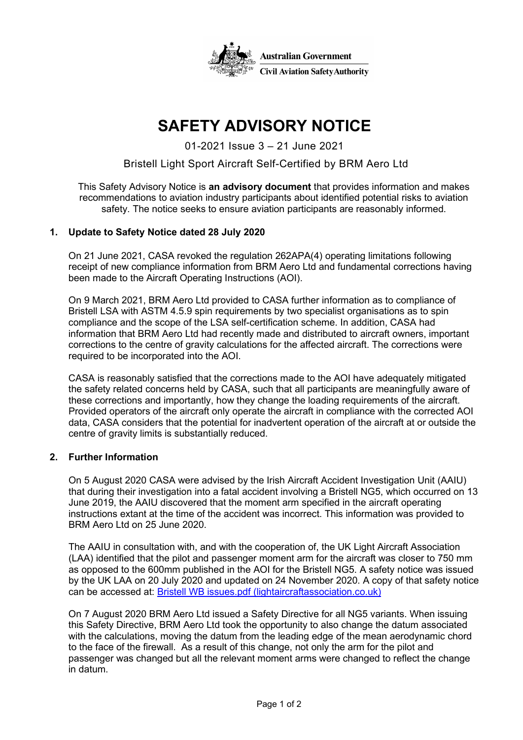Australian Government

Civil Aviation Safety Authority

# SAFETY ADVISORY NOTICE

01-2021 Issue 3 – 21 June 2021

Bristell Light Sport Aircraft Self-Certified by BRM Aero Ltd

This Safety Advisory Notice is **an advisory document** that provides information and makes recommendations to aviation industry participants about identified potential risks to aviation safety. The notice seeks to ensure aviation participants are reasonably informed.

## 1. Update to Safety Notice dated 28 July 2020

On 21 June 2021, CASA revoked the regulation 262APA(4) operating limitations following receipt of new compliance information from BRM Aero Ltd and fundamental corrections having been made to the Aircraft Operating Instructions (AOI).

On 9 March 2021, BRM Aero Ltd provided to CASA further information as to compliance of Bristell LSA with ASTM 4.5.9 spin requirements by two specialist organisations as to spin compliance and the scope of the LSA self-certification scheme. In addition, CASA had information that BRM Aero Ltd had recently made and distributed to aircraft owners, important corrections to the centre of gravity calculations for the affected aircraft. The corrections were required to be incorporated into the AOI.

CASA is reasonably satisfied that the corrections made to the AOI have adequately mitigated the safety related concerns held by CASA, such that all participants are meaningfully aware of these corrections and importantly, how they change the loading requirements of the aircraft. Provided operators of the aircraft only operate the aircraft in compliance with the corrected AOI data, CASA considers that the potential for inadvertent operation of the aircraft at or outside the centre of gravity limits is substantially reduced.

## 2. Further Information

On 5 August 2020 CASA were advised by the Irish Aircraft Accident Investigation Unit (AAIU) that during their investigation into a fatal accident involving a Bristell NG5, which occurred on 13 June 2019, the AAIU discovered that the moment arm specified in the aircraft operating instructions extant at the time of the accident was incorrect. This information was provided to BRM Aero Ltd on 25 June 2020.

The AAIU in consultation with, and with the cooperation of, the UK Light Aircraft Association (LAA) identified that the pilot and passenger moment arm for the aircraft was closer to 750 mm as opposed to the 600mm published in the AOI for the Bristell NG5. A safety notice was issued by the UK LAA on 20 July 2020 and updated on 24 November 2020. A copy of that safety notice can be accessed at: [Bristell WB issues.pdf (lightaircraftassociation.co.uk)](https://www.lightaircraftassociation.co.uk)

On 7 August 2020 BRM Aero Ltd issued a Safety Directive for all NG5 variants. When issuing this Safety Directive, BRM Aero Ltd took the opportunity to also change the datum associated with the calculations, moving the datum from the leading edge of the mean aerodynamic chord to the face of the firewall. As a result of this change, not only the arm for the pilot and passenger was changed but all the relevant moment arms were changed to reflect the change in datum.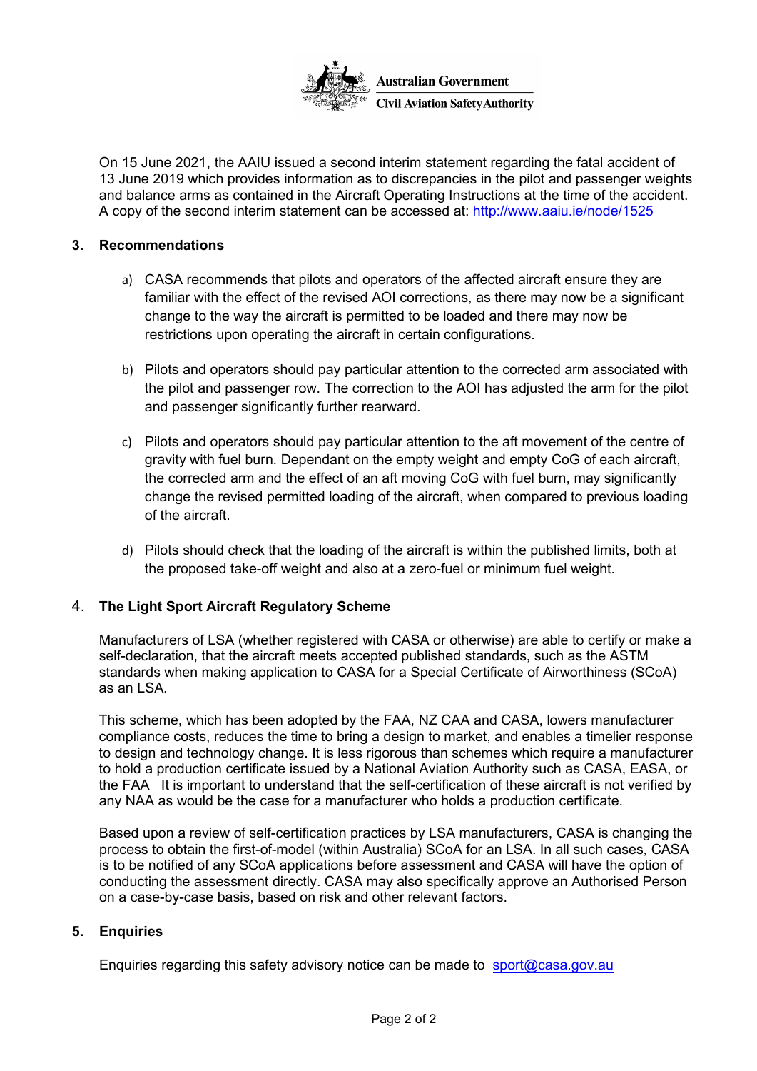On 15 June 2021, the AAIU issued a second interim statement regarding the fatal accident of 13 June 2019 which provides information as to discrepancies in the pilot and passenger weights and balance arms as contained in the Aircraft Operating Instructions at the time of the accident. A copy of the second interim statement can be accessed at: http://www.aaiu.ie/node/1525

## 3. Recommendations

a) CASA recommends that pilots and operators of the affected aircraft ensure they are familiar with the effect of the revised AOI corrections, as there may now be a significant change to the way the aircraft is permitted to be loaded and there may now be restrictions upon operating the aircraft in certain configurations.

b) Pilots and operators should pay particular attention to the corrected arm associated with the pilot and passenger row. The correction to the AOI has adjusted the arm for the pilot and passenger significantly further rearward.

c) Pilots and operators should pay particular attention to the aft movement of the centre of gravity with fuel burn. Dependant on the empty weight and empty CoG of each aircraft, the corrected arm and the effect of an aft moving CoG with fuel burn, may significantly change the revised permitted loading of the aircraft, when compared to previous loading of the aircraft.

d) Pilots should check that the loading of the aircraft is within the published limits, both at the proposed take-off weight and also at a zero-fuel or minimum fuel weight.

## 4. The Light Sport Aircraft Regulatory Scheme

Manufacturers of LSA (whether registered with CASA or otherwise) are able to certify or make a self-declaration, that the aircraft meets accepted published standards, such as the ASTM standards when making application to CASA for a Special Certificate of Airworthiness (SCoA) as an LSA.

This scheme, which has been adopted by the FAA, NZ CAA and CASA, lowers manufacturer compliance costs, reduces the time to bring a design to market, and enables a timelier response to design and technology change. It is less rigorous than schemes which require a manufacturer to hold a production certificate issued by a National Aviation Authority such as CASA, EASA, or the FAA It is important to understand that the self-certification of these aircraft is not verified by any NAA as would be the case for a manufacturer who holds a production certificate.

Based upon a review of self-certification practices by LSA manufacturers, CASA is changing the process to obtain the first-of-model (within Australia) SCoA for an LSA. In all such cases, CASA is to be notified of any SCoA applications before assessment and CASA will have the option of conducting the assessment directly. CASA may also specifically approve an Authorised Person on a case-by-case basis, based on risk and other relevant factors.

## 5. Enquiries

Enquiries regarding this safety advisory notice can be made to sport@casa.gov.au